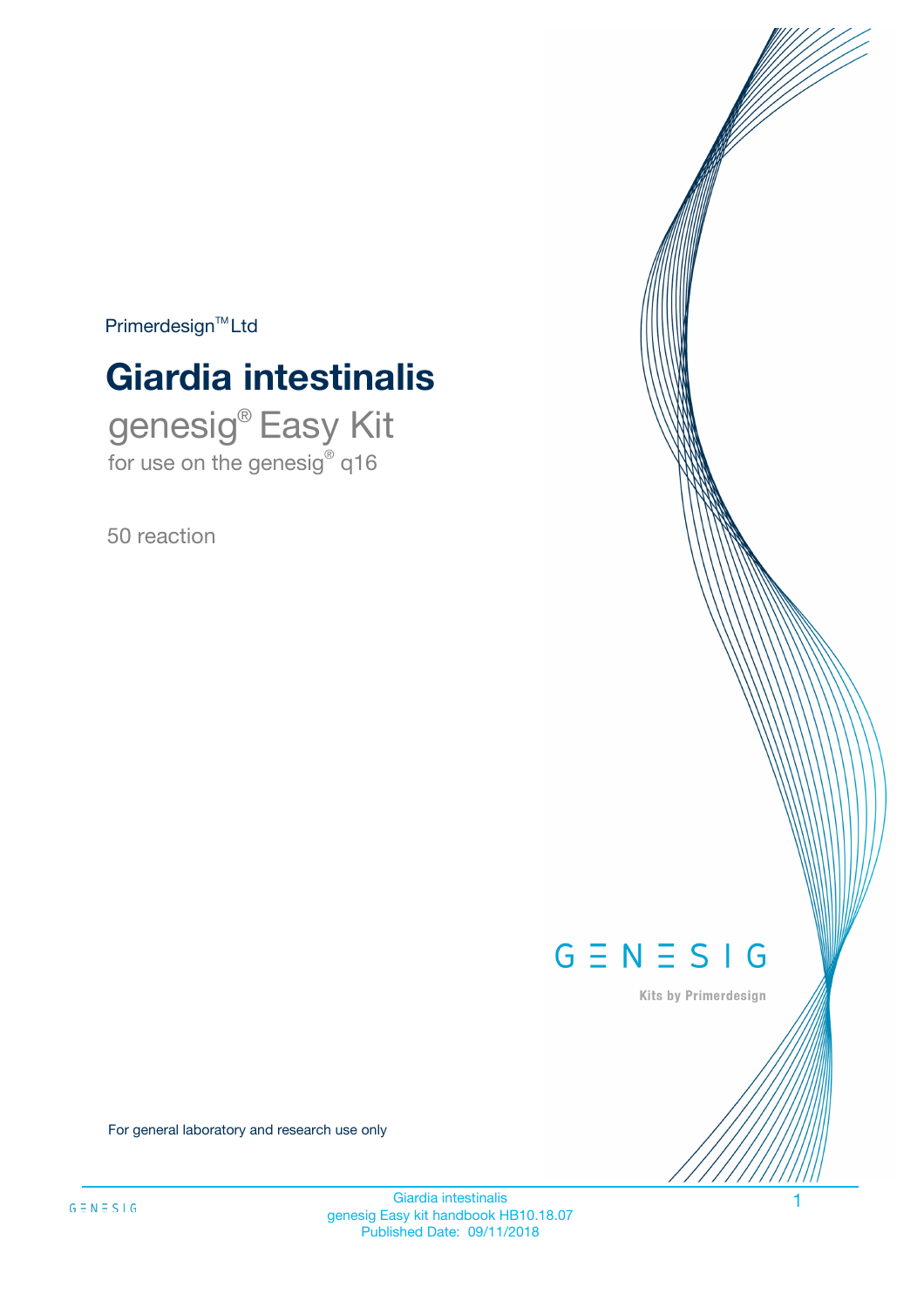Primerdesign™ Ltd

# Giardia intestinalis

## genesig® Easy Kit

for use on the genesig® q16

50 reaction

GENESIG

Kits by Primerdesign

For general laboratory and research use only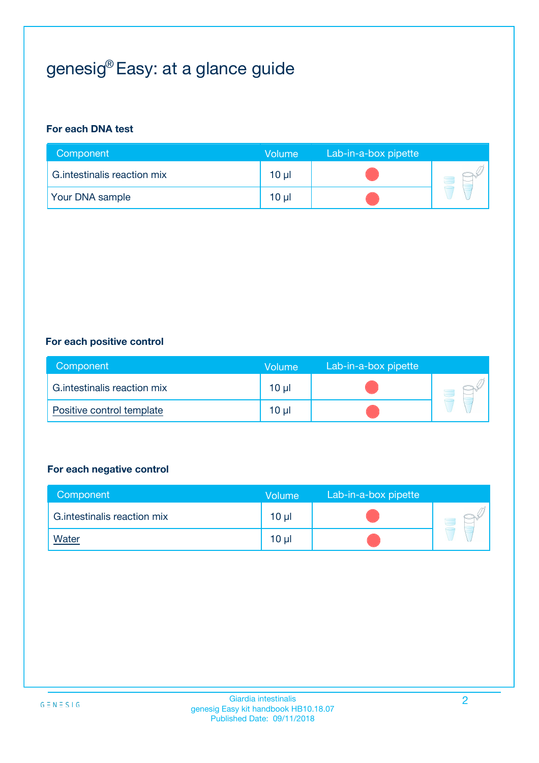# genesig® Easy: at a glance guide

**For each DNA test**

| Component | Volume | Lab-in-a-box pipette |
|---|---|---|
| G.intestinalis reaction mix | 10 µl | |
| Your DNA sample | 10 µl | |

**For each positive control**

| Component | Volume | Lab-in-a-box pipette |
|---|---|---|
| G.intestinalis reaction mix | 10 µl | |
| Positive control template | 10 µl | |

**For each negative control**

| Component | Volume | Lab-in-a-box pipette |
|---|---|---|
| G.intestinalis reaction mix | 10 µl | |
| Water | 10 µl | |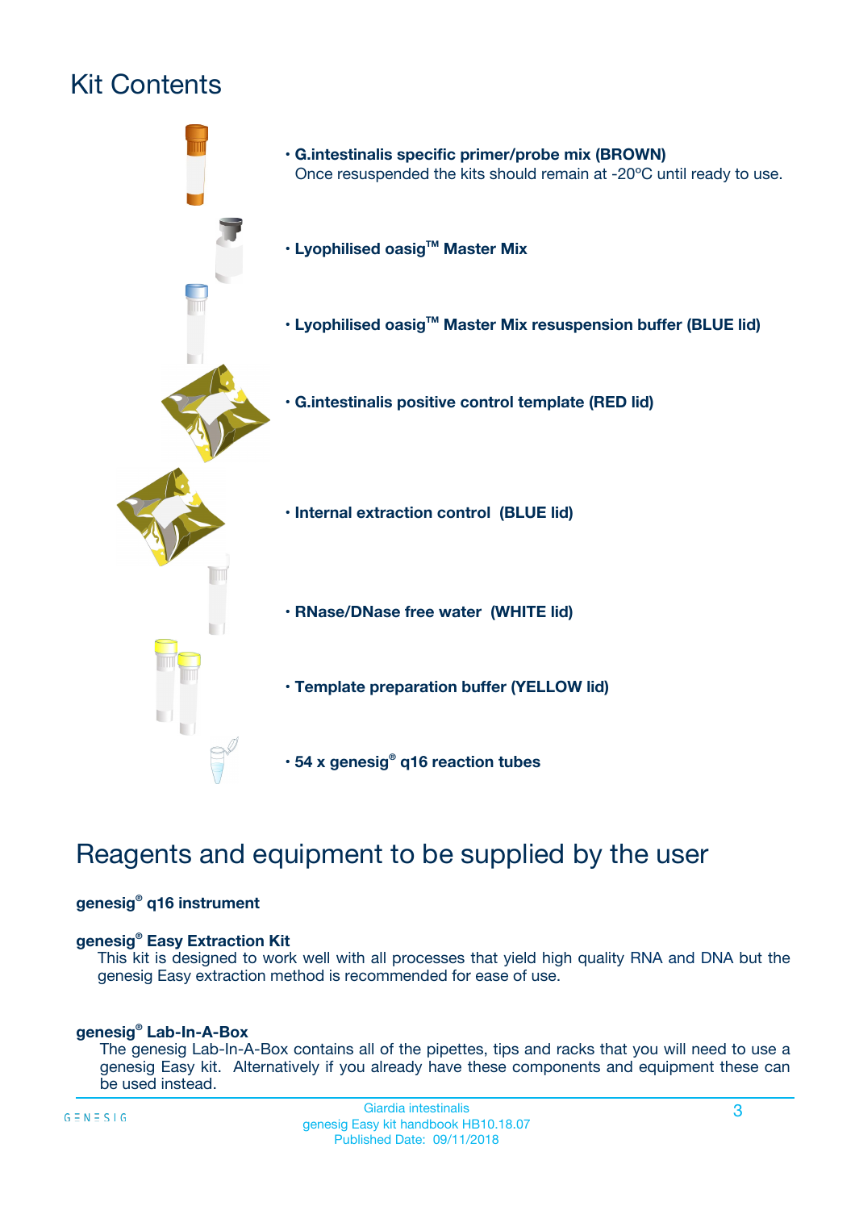# Kit Contents

- **G.intestinalis specific primer/probe mix (BROWN)**
  Once resuspended the kits should remain at -20ºC until ready to use.
- **Lyophilised oasig™ Master Mix**
- **Lyophilised oasig™ Master Mix resuspension buffer (BLUE lid)**
- **G.intestinalis positive control template (RED lid)**
- **Internal extraction control (BLUE lid)**
- **RNase/DNase free water (WHITE lid)**
- **Template preparation buffer (YELLOW lid)**
- **54 x genesig® q16 reaction tubes**

# Reagents and equipment to be supplied by the user

**genesig® q16 instrument**

**genesig® Easy Extraction Kit**
This kit is designed to work well with all processes that yield high quality RNA and DNA but the genesig Easy extraction method is recommended for ease of use.

**genesig® Lab-In-A-Box**
The genesig Lab-In-A-Box contains all of the pipettes, tips and racks that you will need to use a genesig Easy kit. Alternatively if you already have these components and equipment these can be used instead.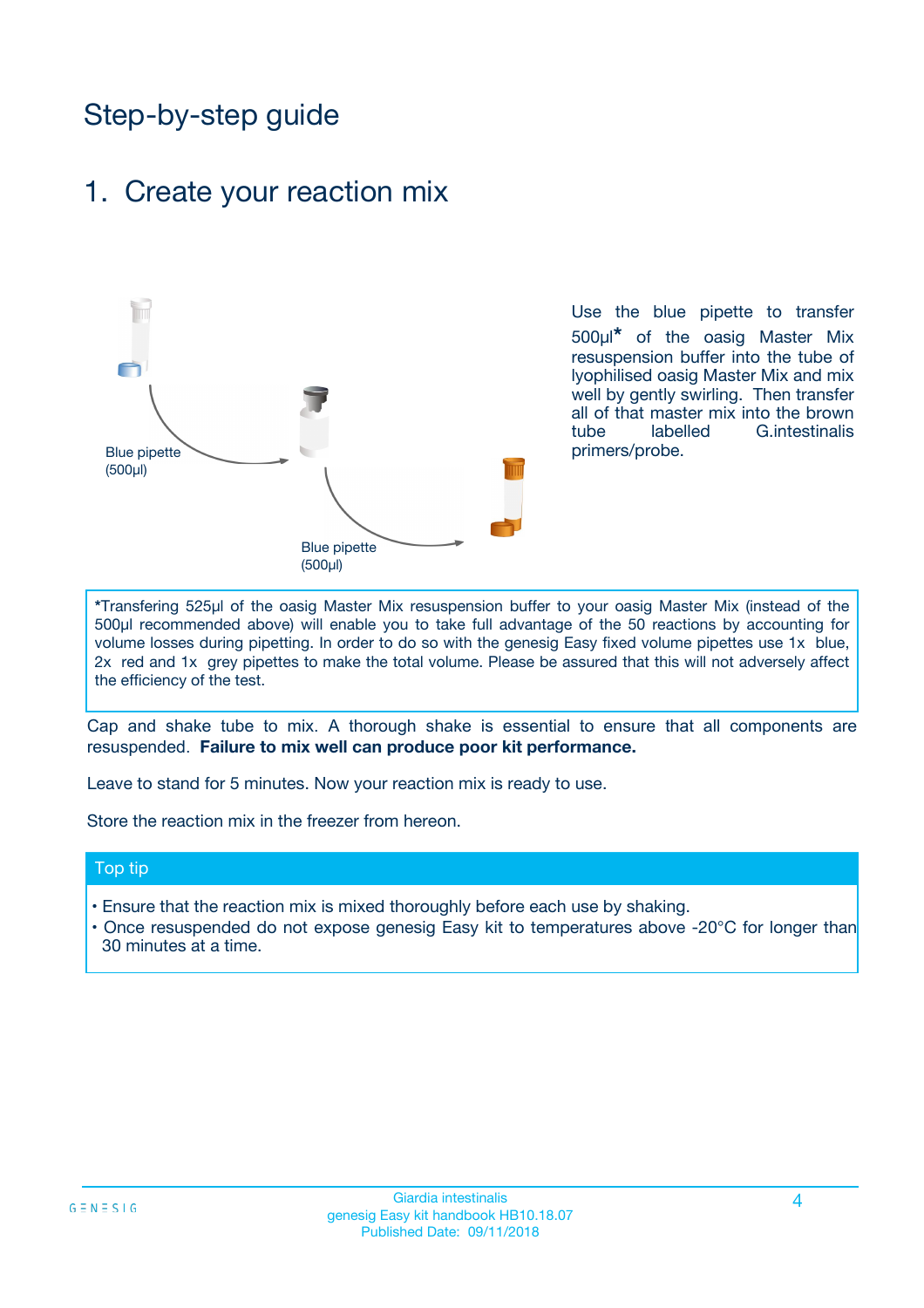# Step-by-step guide

## 1. Create your reaction mix

Blue pipette (500µl)

Blue pipette (500µl)

Use the blue pipette to transfer 500µl* of the oasig Master Mix resuspension buffer into the tube of lyophilised oasig Master Mix and mix well by gently swirling. Then transfer all of that master mix into the brown tube labelled G.intestinalis primers/probe.

*Transfering 525µl of the oasig Master Mix resuspension buffer to your oasig Master Mix (instead of the 500µl recommended above) will enable you to take full advantage of the 50 reactions by accounting for volume losses during pipetting. In order to do so with the genesig Easy fixed volume pipettes use 1x blue, 2x red and 1x grey pipettes to make the total volume. Please be assured that this will not adversely affect the efficiency of the test.

Cap and shake tube to mix. A thorough shake is essential to ensure that all components are resuspended. **Failure to mix well can produce poor kit performance.**

Leave to stand for 5 minutes. Now your reaction mix is ready to use.

Store the reaction mix in the freezer from hereon.

### Top tip

- Ensure that the reaction mix is mixed thoroughly before each use by shaking.
- Once resuspended do not expose genesig Easy kit to temperatures above -20°C for longer than 30 minutes at a time.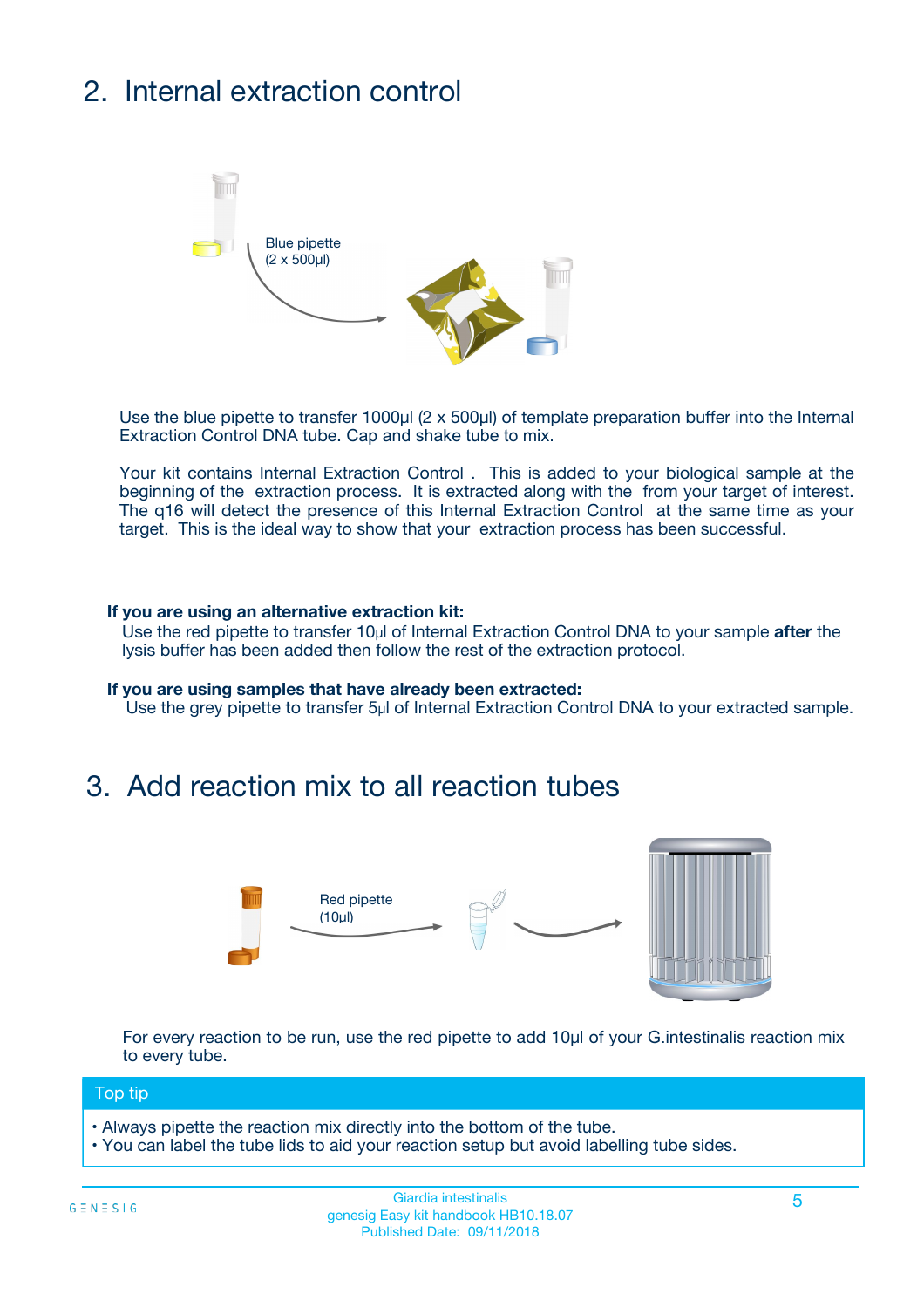## 2. Internal extraction control

Blue pipette
(2 x 500µl)

Use the blue pipette to transfer 1000µl (2 x 500µl) of template preparation buffer into the Internal Extraction Control DNA tube. Cap and shake tube to mix.

Your kit contains Internal Extraction Control . This is added to your biological sample at the beginning of the extraction process. It is extracted along with the from your target of interest. The q16 will detect the presence of this Internal Extraction Control at the same time as your target. This is the ideal way to show that your extraction process has been successful.

**If you are using an alternative extraction kit:**
Use the red pipette to transfer 10µl of Internal Extraction Control DNA to your sample **after** the lysis buffer has been added then follow the rest of the extraction protocol.

**If you are using samples that have already been extracted:**
Use the grey pipette to transfer 5µl of Internal Extraction Control DNA to your extracted sample.

## 3. Add reaction mix to all reaction tubes

Red pipette
(10µl)

For every reaction to be run, use the red pipette to add 10µl of your G.intestinalis reaction mix to every tube.

**Top tip**

- Always pipette the reaction mix directly into the bottom of the tube.
- You can label the tube lids to aid your reaction setup but avoid labelling tube sides.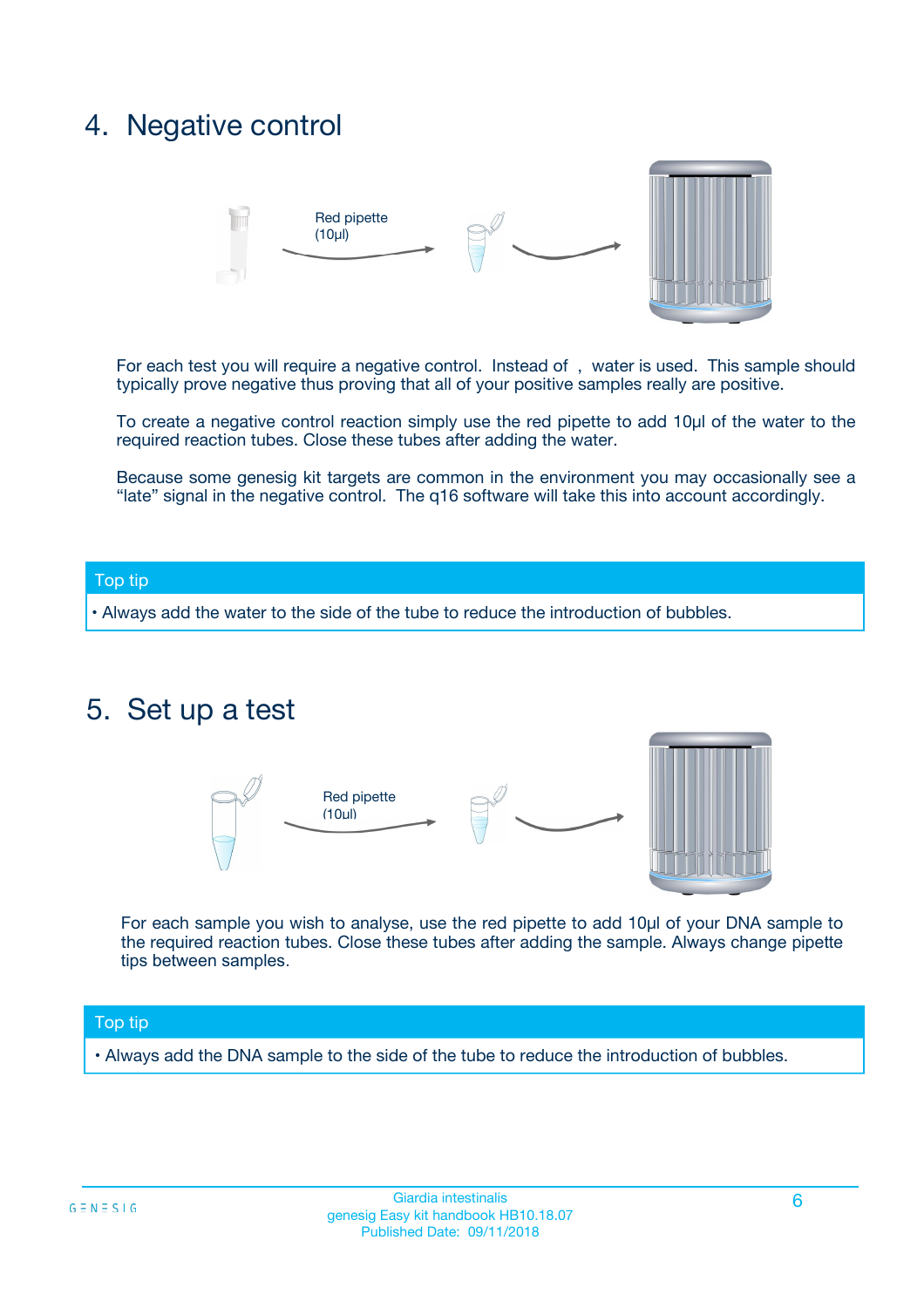## 4. Negative control

Red pipette (10µl)

For each test you will require a negative control. Instead of , water is used. This sample should typically prove negative thus proving that all of your positive samples really are positive.

To create a negative control reaction simply use the red pipette to add 10µl of the water to the required reaction tubes. Close these tubes after adding the water.

Because some genesig kit targets are common in the environment you may occasionally see a "late" signal in the negative control. The q16 software will take this into account accordingly.

**Top tip**

- Always add the water to the side of the tube to reduce the introduction of bubbles.

## 5. Set up a test

Red pipette (10ul)

For each sample you wish to analyse, use the red pipette to add 10µl of your DNA sample to the required reaction tubes. Close these tubes after adding the sample. Always change pipette tips between samples.

**Top tip**

- Always add the DNA sample to the side of the tube to reduce the introduction of bubbles.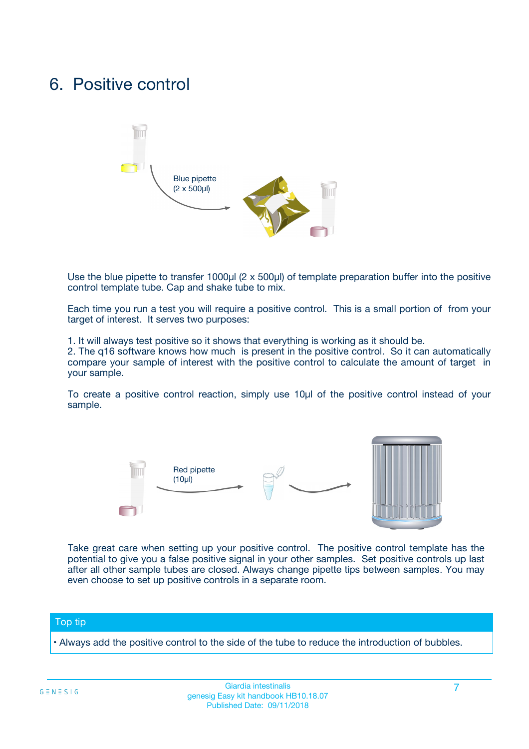# 6. Positive control

Blue pipette
(2 x 500µl)

Use the blue pipette to transfer 1000µl (2 x 500µl) of template preparation buffer into the positive control template tube. Cap and shake tube to mix.

Each time you run a test you will require a positive control. This is a small portion of from your target of interest. It serves two purposes:

1. It will always test positive so it shows that everything is working as it should be.
2. The q16 software knows how much is present in the positive control. So it can automatically compare your sample of interest with the positive control to calculate the amount of target in your sample.

To create a positive control reaction, simply use 10µl of the positive control instead of your sample.

Red pipette
(10µl)

Take great care when setting up your positive control. The positive control template has the potential to give you a false positive signal in your other samples. Set positive controls up last after all other sample tubes are closed. Always change pipette tips between samples. You may even choose to set up positive controls in a separate room.

| Top tip |
|---|
| • Always add the positive control to the side of the tube to reduce the introduction of bubbles. |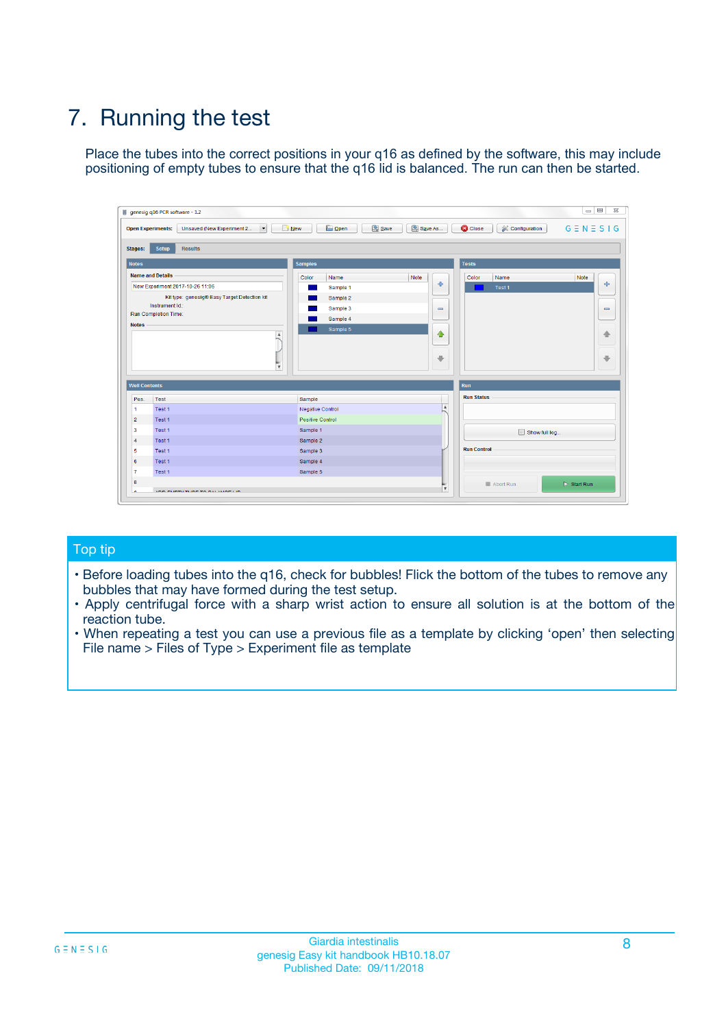# 7. Running the test

Place the tubes into the correct positions in your q16 as defined by the software, this may include positioning of empty tubes to ensure that the q16 lid is balanced. The run can then be started.

## Top tip

- Before loading tubes into the q16, check for bubbles! Flick the bottom of the tubes to remove any bubbles that may have formed during the test setup.
- Apply centrifugal force with a sharp wrist action to ensure all solution is at the bottom of the reaction tube.
- When repeating a test you can use a previous file as a template by clicking 'open' then selecting File name > Files of Type > Experiment file as template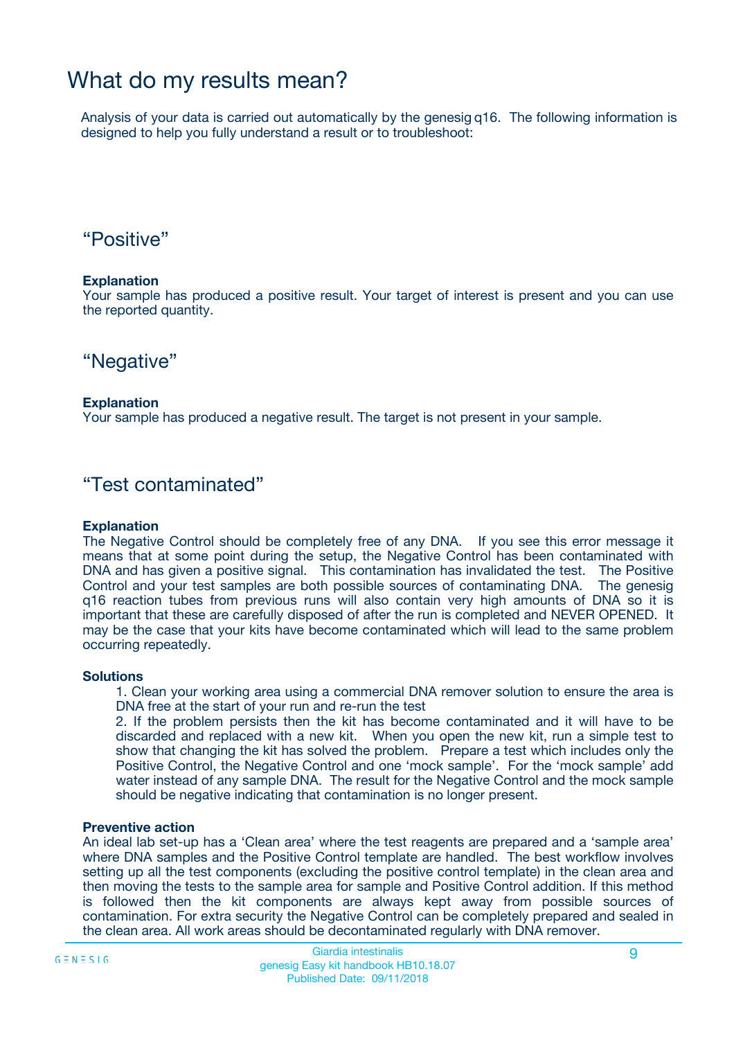# What do my results mean?

Analysis of your data is carried out automatically by the genesig q16. The following information is designed to help you fully understand a result or to troubleshoot:

## "Positive"

**Explanation**

Your sample has produced a positive result. Your target of interest is present and you can use the reported quantity.

## "Negative"

**Explanation**

Your sample has produced a negative result. The target is not present in your sample.

## "Test contaminated"

**Explanation**

The Negative Control should be completely free of any DNA. If you see this error message it means that at some point during the setup, the Negative Control has been contaminated with DNA and has given a positive signal. This contamination has invalidated the test. The Positive Control and your test samples are both possible sources of contaminating DNA. The genesig q16 reaction tubes from previous runs will also contain very high amounts of DNA so it is important that these are carefully disposed of after the run is completed and NEVER OPENED. It may be the case that your kits have become contaminated which will lead to the same problem occurring repeatedly.

**Solutions**

1. Clean your working area using a commercial DNA remover solution to ensure the area is DNA free at the start of your run and re-run the test
2. If the problem persists then the kit has become contaminated and it will have to be discarded and replaced with a new kit. When you open the new kit, run a simple test to show that changing the kit has solved the problem. Prepare a test which includes only the Positive Control, the Negative Control and one 'mock sample'. For the 'mock sample' add water instead of any sample DNA. The result for the Negative Control and the mock sample should be negative indicating that contamination is no longer present.

**Preventive action**

An ideal lab set-up has a 'Clean area' where the test reagents are prepared and a 'sample area' where DNA samples and the Positive Control template are handled. The best workflow involves setting up all the test components (excluding the positive control template) in the clean area and then moving the tests to the sample area for sample and Positive Control addition. If this method is followed then the kit components are always kept away from possible sources of contamination. For extra security the Negative Control can be completely prepared and sealed in the clean area. All work areas should be decontaminated regularly with DNA remover.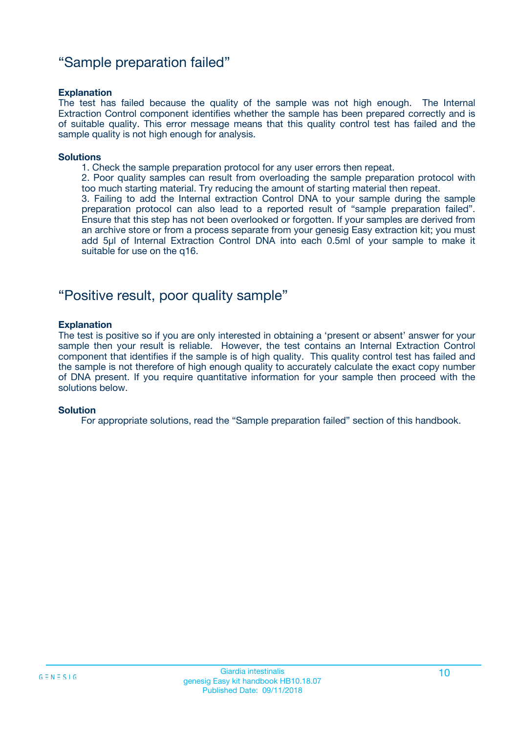## "Sample preparation failed"

**Explanation**

The test has failed because the quality of the sample was not high enough. The Internal Extraction Control component identifies whether the sample has been prepared correctly and is of suitable quality. This error message means that this quality control test has failed and the sample quality is not high enough for analysis.

**Solutions**

1. Check the sample preparation protocol for any user errors then repeat.
2. Poor quality samples can result from overloading the sample preparation protocol with too much starting material. Try reducing the amount of starting material then repeat.
3. Failing to add the Internal extraction Control DNA to your sample during the sample preparation protocol can also lead to a reported result of "sample preparation failed". Ensure that this step has not been overlooked or forgotten. If your samples are derived from an archive store or from a process separate from your genesig Easy extraction kit; you must add 5µl of Internal Extraction Control DNA into each 0.5ml of your sample to make it suitable for use on the q16.

## "Positive result, poor quality sample"

**Explanation**

The test is positive so if you are only interested in obtaining a 'present or absent' answer for your sample then your result is reliable. However, the test contains an Internal Extraction Control component that identifies if the sample is of high quality. This quality control test has failed and the sample is not therefore of high enough quality to accurately calculate the exact copy number of DNA present. If you require quantitative information for your sample then proceed with the solutions below.

**Solution**

For appropriate solutions, read the "Sample preparation failed" section of this handbook.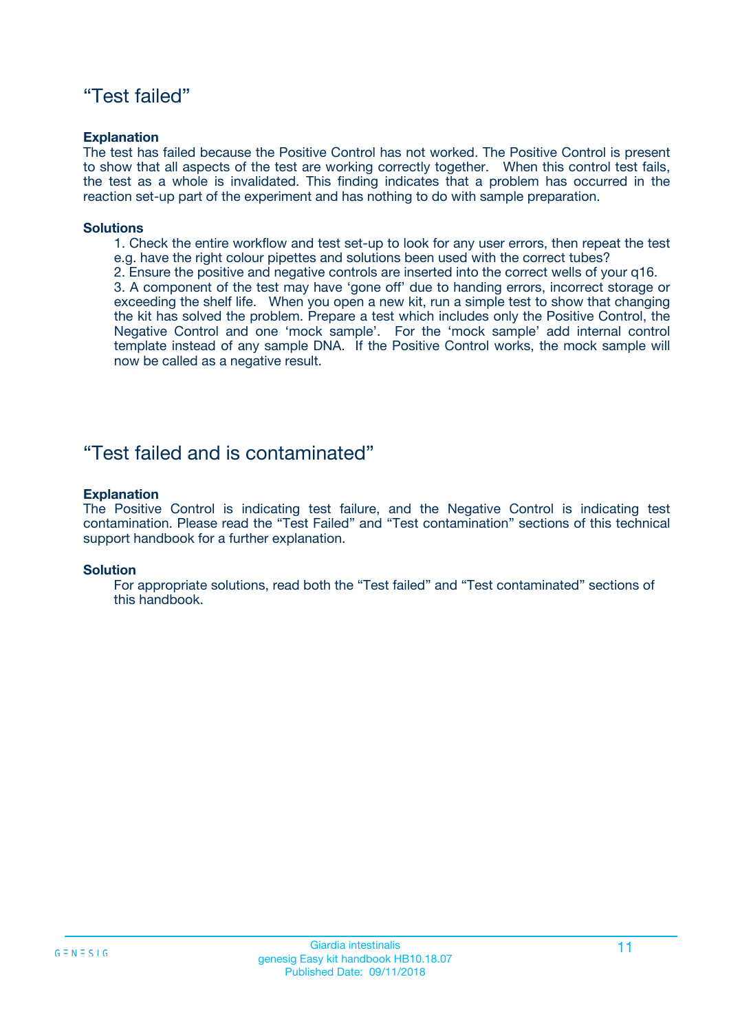## “Test failed”

**Explanation**

The test has failed because the Positive Control has not worked. The Positive Control is present to show that all aspects of the test are working correctly together. When this control test fails, the test as a whole is invalidated. This finding indicates that a problem has occurred in the reaction set-up part of the experiment and has nothing to do with sample preparation.

**Solutions**

1. Check the entire workflow and test set-up to look for any user errors, then repeat the test e.g. have the right colour pipettes and solutions been used with the correct tubes?
2. Ensure the positive and negative controls are inserted into the correct wells of your q16.
3. A component of the test may have ‘gone off’ due to handing errors, incorrect storage or exceeding the shelf life. When you open a new kit, run a simple test to show that changing the kit has solved the problem. Prepare a test which includes only the Positive Control, the Negative Control and one ‘mock sample’. For the ‘mock sample’ add internal control template instead of any sample DNA. If the Positive Control works, the mock sample will now be called as a negative result.

## “Test failed and is contaminated”

**Explanation**

The Positive Control is indicating test failure, and the Negative Control is indicating test contamination. Please read the “Test Failed” and “Test contamination” sections of this technical support handbook for a further explanation.

**Solution**

For appropriate solutions, read both the “Test failed” and “Test contaminated” sections of this handbook.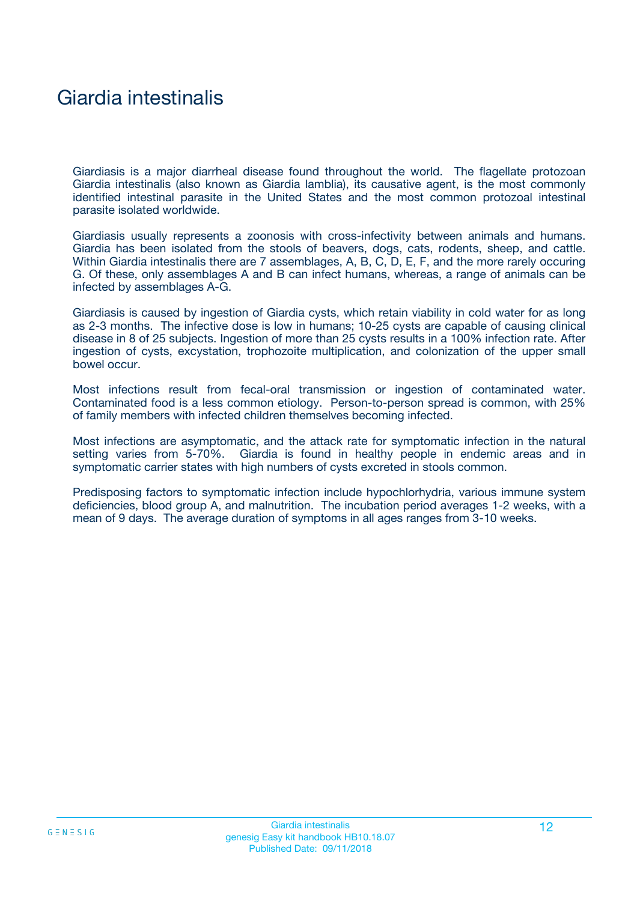# Giardia intestinalis

Giardiasis is a major diarrheal disease found throughout the world. The flagellate protozoan Giardia intestinalis (also known as Giardia lamblia), its causative agent, is the most commonly identified intestinal parasite in the United States and the most common protozoal intestinal parasite isolated worldwide.

Giardiasis usually represents a zoonosis with cross-infectivity between animals and humans. Giardia has been isolated from the stools of beavers, dogs, cats, rodents, sheep, and cattle. Within Giardia intestinalis there are 7 assemblages, A, B, C, D, E, F, and the more rarely occuring G. Of these, only assemblages A and B can infect humans, whereas, a range of animals can be infected by assemblages A-G.

Giardiasis is caused by ingestion of Giardia cysts, which retain viability in cold water for as long as 2-3 months. The infective dose is low in humans; 10-25 cysts are capable of causing clinical disease in 8 of 25 subjects. Ingestion of more than 25 cysts results in a 100% infection rate. After ingestion of cysts, excystation, trophozoite multiplication, and colonization of the upper small bowel occur.

Most infections result from fecal-oral transmission or ingestion of contaminated water. Contaminated food is a less common etiology. Person-to-person spread is common, with 25% of family members with infected children themselves becoming infected.

Most infections are asymptomatic, and the attack rate for symptomatic infection in the natural setting varies from 5-70%. Giardia is found in healthy people in endemic areas and in symptomatic carrier states with high numbers of cysts excreted in stools common.

Predisposing factors to symptomatic infection include hypochlorhydria, various immune system deficiencies, blood group A, and malnutrition. The incubation period averages 1-2 weeks, with a mean of 9 days. The average duration of symptoms in all ages ranges from 3-10 weeks.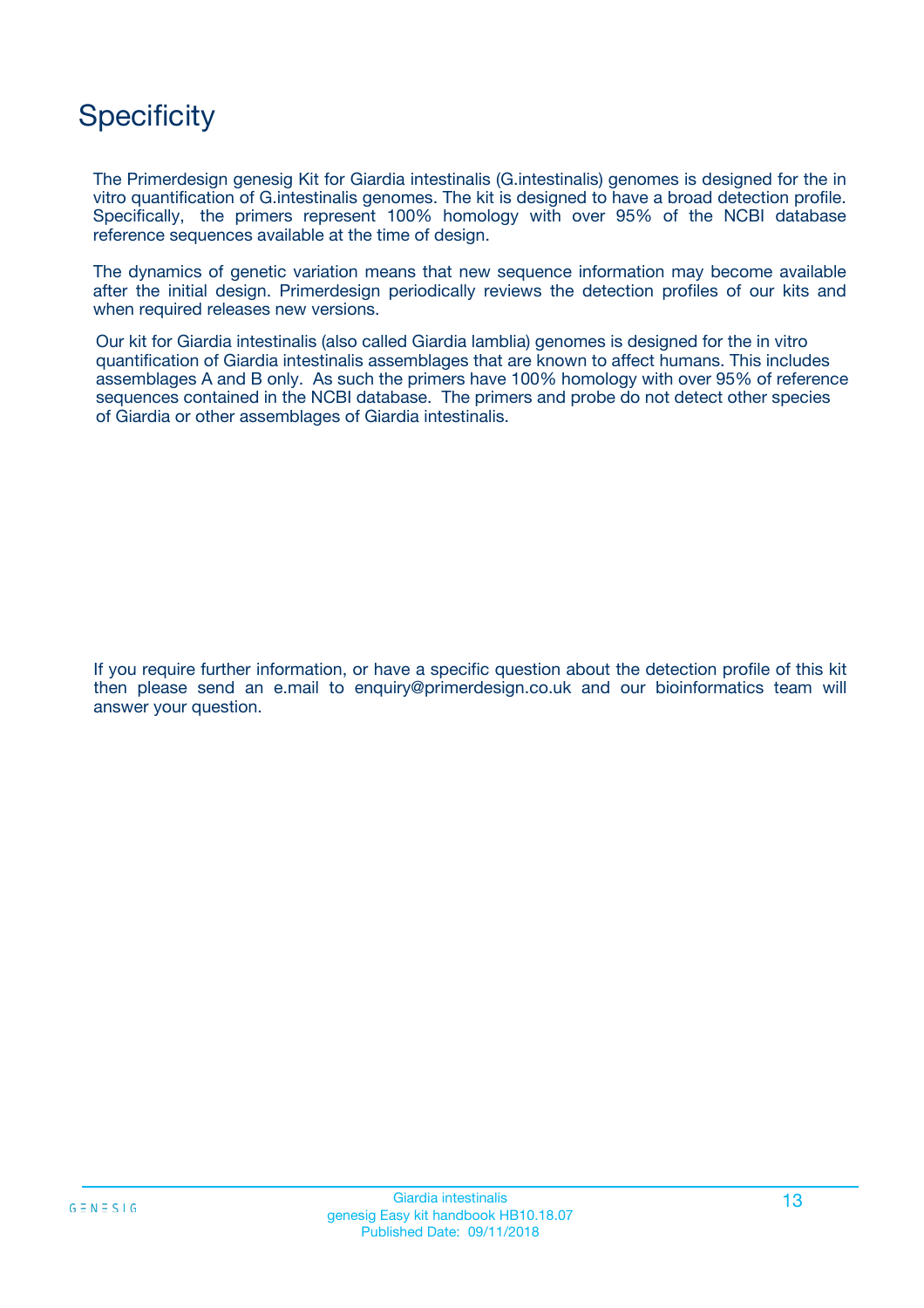# Specificity

The Primerdesign genesig Kit for Giardia intestinalis (G.intestinalis) genomes is designed for the in vitro quantification of G.intestinalis genomes. The kit is designed to have a broad detection profile. Specifically, the primers represent 100% homology with over 95% of the NCBI database reference sequences available at the time of design.

The dynamics of genetic variation means that new sequence information may become available after the initial design. Primerdesign periodically reviews the detection profiles of our kits and when required releases new versions.

Our kit for Giardia intestinalis (also called Giardia lamblia) genomes is designed for the in vitro quantification of Giardia intestinalis assemblages that are known to affect humans. This includes assemblages A and B only. As such the primers have 100% homology with over 95% of reference sequences contained in the NCBI database. The primers and probe do not detect other species of Giardia or other assemblages of Giardia intestinalis.

If you require further information, or have a specific question about the detection profile of this kit then please send an e.mail to enquiry@primerdesign.co.uk and our bioinformatics team will answer your question.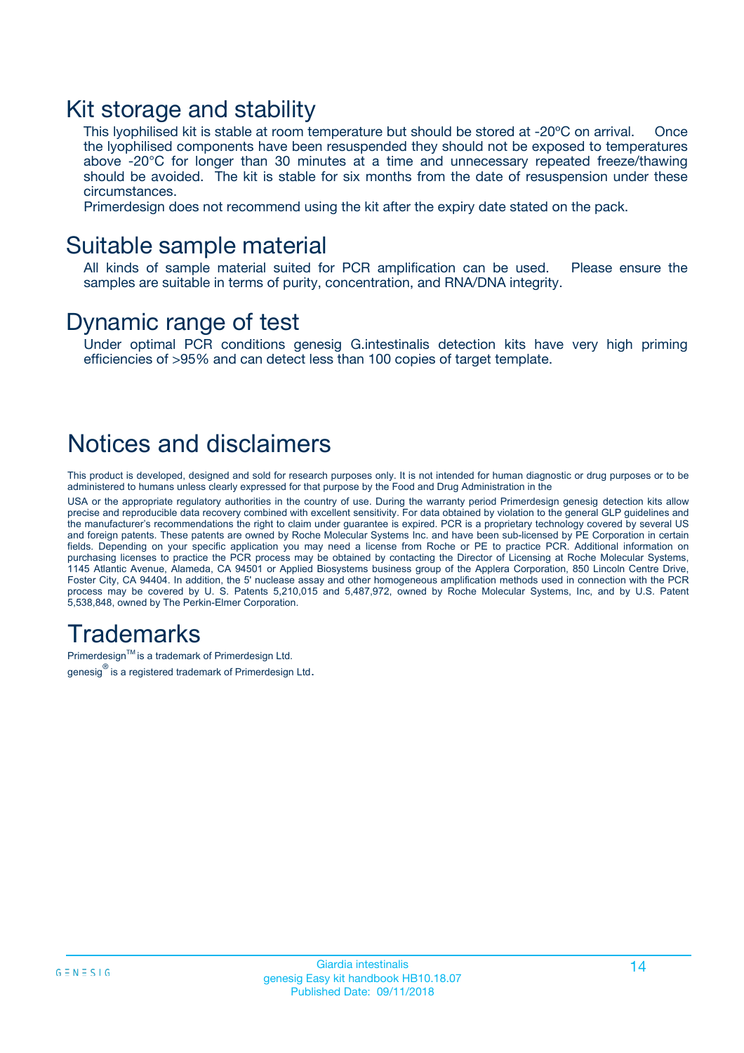## Kit storage and stability

This lyophilised kit is stable at room temperature but should be stored at -20ºC on arrival. Once the lyophilised components have been resuspended they should not be exposed to temperatures above -20°C for longer than 30 minutes at a time and unnecessary repeated freeze/thawing should be avoided. The kit is stable for six months from the date of resuspension under these circumstances.

Primerdesign does not recommend using the kit after the expiry date stated on the pack.

## Suitable sample material

All kinds of sample material suited for PCR amplification can be used. Please ensure the samples are suitable in terms of purity, concentration, and RNA/DNA integrity.

## Dynamic range of test

Under optimal PCR conditions genesig G.intestinalis detection kits have very high priming efficiencies of >95% and can detect less than 100 copies of target template.

# Notices and disclaimers

This product is developed, designed and sold for research purposes only. It is not intended for human diagnostic or drug purposes or to be administered to humans unless clearly expressed for that purpose by the Food and Drug Administration in the

USA or the appropriate regulatory authorities in the country of use. During the warranty period Primerdesign genesig detection kits allow precise and reproducible data recovery combined with excellent sensitivity. For data obtained by violation to the general GLP guidelines and the manufacturer's recommendations the right to claim under guarantee is expired. PCR is a proprietary technology covered by several US and foreign patents. These patents are owned by Roche Molecular Systems Inc. and have been sub-licensed by PE Corporation in certain fields. Depending on your specific application you may need a license from Roche or PE to practice PCR. Additional information on purchasing licenses to practice the PCR process may be obtained by contacting the Director of Licensing at Roche Molecular Systems, 1145 Atlantic Avenue, Alameda, CA 94501 or Applied Biosystems business group of the Applera Corporation, 850 Lincoln Centre Drive, Foster City, CA 94404. In addition, the 5' nuclease assay and other homogeneous amplification methods used in connection with the PCR process may be covered by U. S. Patents 5,210,015 and 5,487,972, owned by Roche Molecular Systems, Inc, and by U.S. Patent 5,538,848, owned by The Perkin-Elmer Corporation.

# Trademarks

Primerdesign™ is a trademark of Primerdesign Ltd.

genesig® is a registered trademark of Primerdesign Ltd.